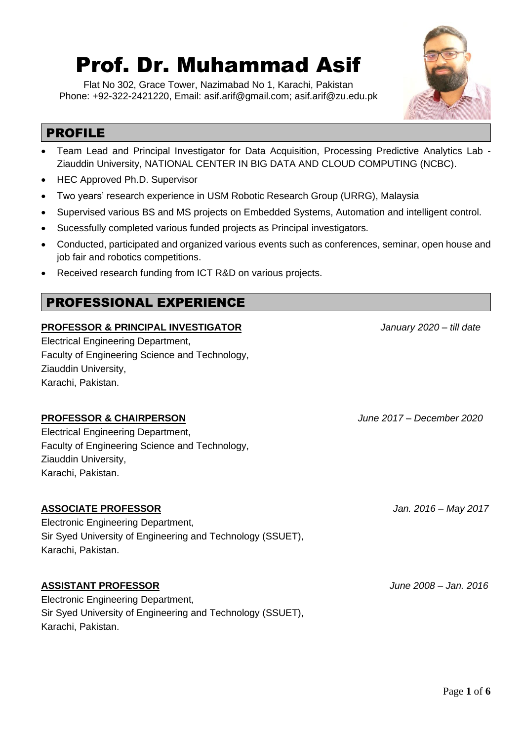# Prof. Dr. Muhammad Asif

Flat No 302, Grace Tower, Nazimabad No 1, Karachi, Pakistan
Phone: +92-322-2421220, Email: asif.arif@gmail.com; asif.arif@zu.edu.pk

## PROFILE

- Team Lead and Principal Investigator for Data Acquisition, Processing Predictive Analytics Lab - Ziauddin University, NATIONAL CENTER IN BIG DATA AND CLOUD COMPUTING (NCBC).
- HEC Approved Ph.D. Supervisor
- Two years' research experience in USM Robotic Research Group (URRG), Malaysia
- Supervised various BS and MS projects on Embedded Systems, Automation and intelligent control.
- Sucessfully completed various funded projects as Principal investigators.
- Conducted, participated and organized various events such as conferences, seminar, open house and job fair and robotics competitions.
- Received research funding from ICT R&D on various projects.

## PROFESSIONAL EXPERIENCE

**PROFESSOR & PRINCIPAL INVESTIGATOR** *January 2020 – till date*

Electrical Engineering Department,
Faculty of Engineering Science and Technology,
Ziauddin University,
Karachi, Pakistan.

**PROFESSOR & CHAIRPERSON** *June 2017 – December 2020*

Electrical Engineering Department,
Faculty of Engineering Science and Technology,
Ziauddin University,
Karachi, Pakistan.

**ASSOCIATE PROFESSOR** *Jan. 2016 – May 2017*

Electronic Engineering Department,
Sir Syed University of Engineering and Technology (SSUET),
Karachi, Pakistan.

**ASSISTANT PROFESSOR** *June 2008 – Jan. 2016*

Electronic Engineering Department,
Sir Syed University of Engineering and Technology (SSUET),
Karachi, Pakistan.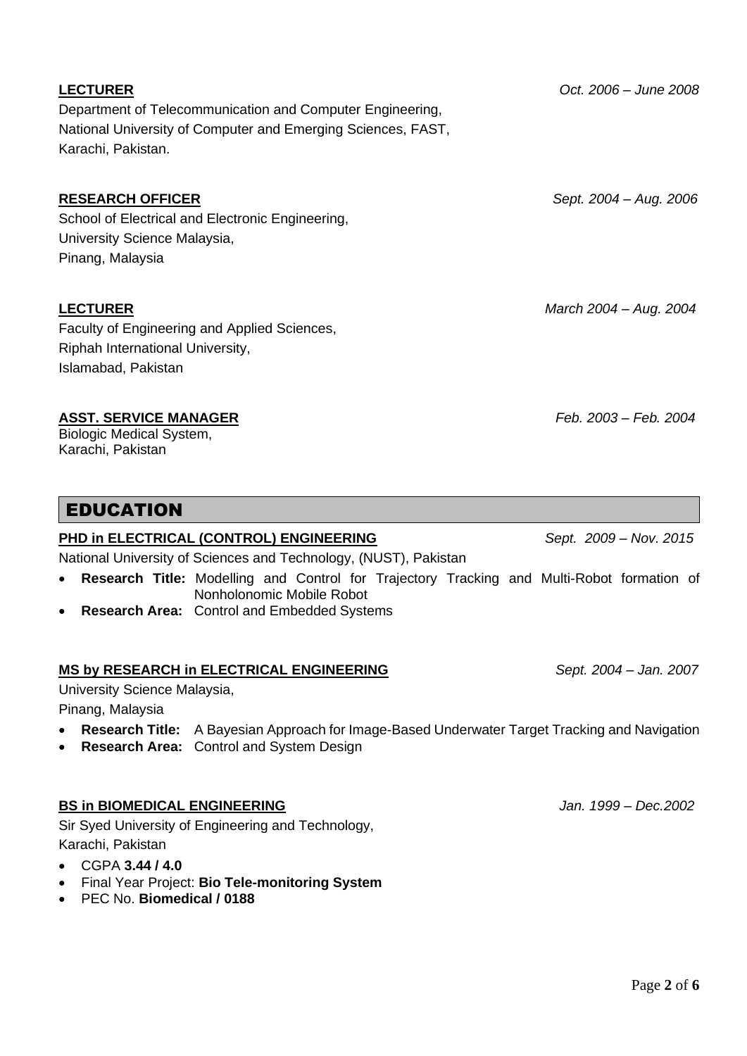**LECTURER** *Oct. 2006 – June 2008*

Department of Telecommunication and Computer Engineering,
National University of Computer and Emerging Sciences, FAST,
Karachi, Pakistan.

**RESEARCH OFFICER** *Sept. 2004 – Aug. 2006*

School of Electrical and Electronic Engineering,
University Science Malaysia,
Pinang, Malaysia

**LECTURER** *March 2004 – Aug. 2004*

Faculty of Engineering and Applied Sciences,
Riphah International University,
Islamabad, Pakistan

**ASST. SERVICE MANAGER** *Feb. 2003 – Feb. 2004*

Biologic Medical System,
Karachi, Pakistan

## EDUCATION

**PHD in ELECTRICAL (CONTROL) ENGINEERING** *Sept. 2009 – Nov. 2015*

National University of Sciences and Technology, (NUST), Pakistan

- **Research Title:** Modelling and Control for Trajectory Tracking and Multi-Robot formation of Nonholonomic Mobile Robot
- **Research Area:** Control and Embedded Systems

**MS by RESEARCH in ELECTRICAL ENGINEERING** *Sept. 2004 – Jan. 2007*

University Science Malaysia,
Pinang, Malaysia

- **Research Title:** A Bayesian Approach for Image-Based Underwater Target Tracking and Navigation
- **Research Area:** Control and System Design

**BS in BIOMEDICAL ENGINEERING** *Jan. 1999 – Dec.2002*

Sir Syed University of Engineering and Technology,
Karachi, Pakistan

- CGPA **3.44 / 4.0**
- Final Year Project: **Bio Tele-monitoring System**
- PEC No. **Biomedical / 0188**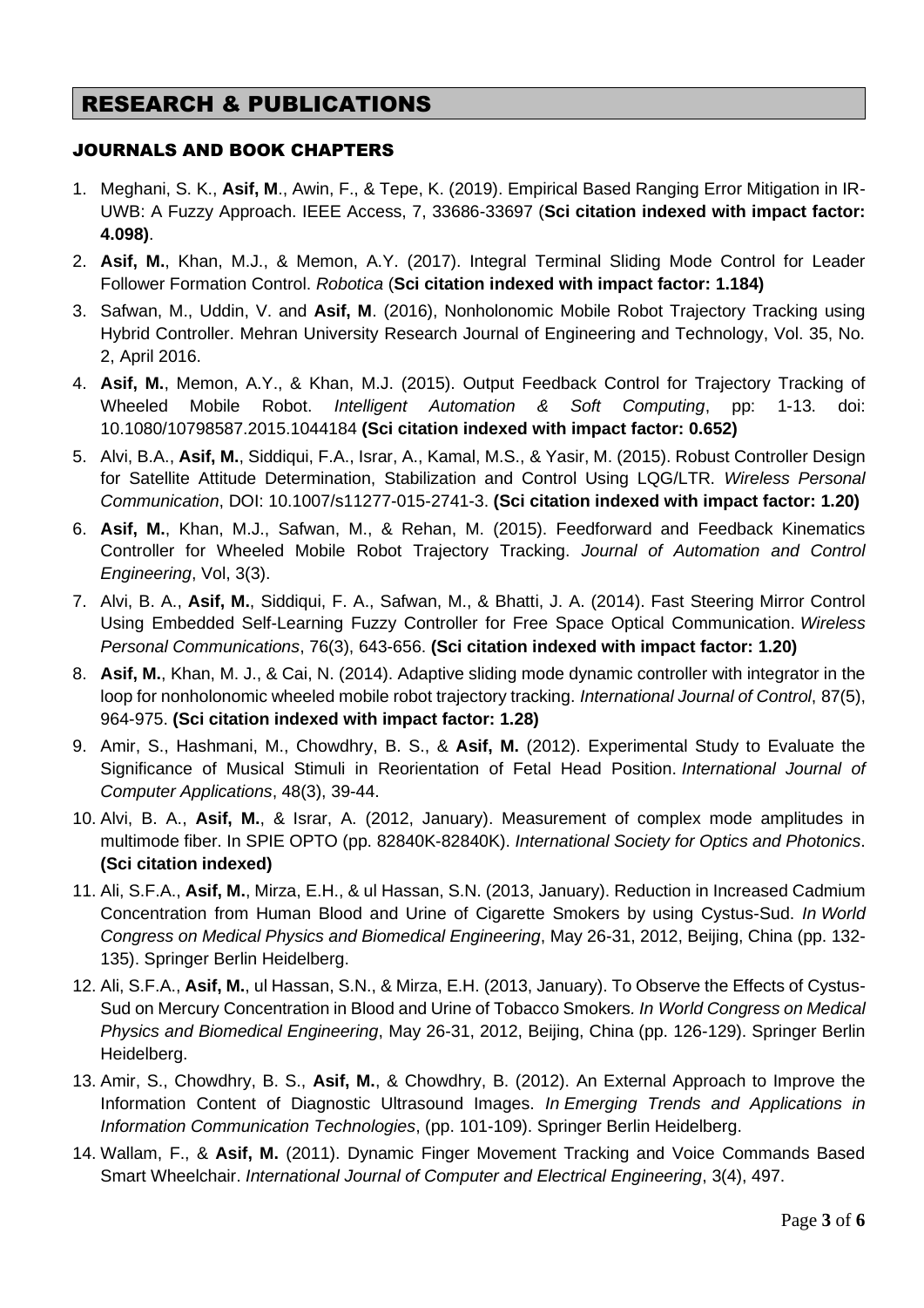# RESEARCH & PUBLICATIONS

## JOURNALS AND BOOK CHAPTERS

1. Meghani, S. K., **Asif, M**., Awin, F., & Tepe, K. (2019). Empirical Based Ranging Error Mitigation in IR-UWB: A Fuzzy Approach. IEEE Access, 7, 33686-33697 (**Sci citation indexed with impact factor: 4.098)**.
2. **Asif, M.**, Khan, M.J., & Memon, A.Y. (2017). Integral Terminal Sliding Mode Control for Leader Follower Formation Control. *Robotica* (**Sci citation indexed with impact factor: 1.184)**
3. Safwan, M., Uddin, V. and **Asif, M**. (2016), Nonholonomic Mobile Robot Trajectory Tracking using Hybrid Controller. Mehran University Research Journal of Engineering and Technology, Vol. 35, No. 2, April 2016.
4. **Asif, M.**, Memon, A.Y., & Khan, M.J. (2015). Output Feedback Control for Trajectory Tracking of Wheeled Mobile Robot. *Intelligent Automation & Soft Computing*, pp: 1-13. doi: 10.1080/10798587.2015.1044184 **(Sci citation indexed with impact factor: 0.652)**
5. Alvi, B.A., **Asif, M.**, Siddiqui, F.A., Israr, A., Kamal, M.S., & Yasir, M. (2015). Robust Controller Design for Satellite Attitude Determination, Stabilization and Control Using LQG/LTR. *Wireless Personal Communication*, DOI: 10.1007/s11277-015-2741-3. **(Sci citation indexed with impact factor: 1.20)**
6. **Asif, M.**, Khan, M.J., Safwan, M., & Rehan, M. (2015). Feedforward and Feedback Kinematics Controller for Wheeled Mobile Robot Trajectory Tracking. *Journal of Automation and Control Engineering*, Vol, 3(3).
7. Alvi, B. A., **Asif, M.**, Siddiqui, F. A., Safwan, M., & Bhatti, J. A. (2014). Fast Steering Mirror Control Using Embedded Self-Learning Fuzzy Controller for Free Space Optical Communication. *Wireless Personal Communications*, 76(3), 643-656. **(Sci citation indexed with impact factor: 1.20)**
8. **Asif, M.**, Khan, M. J., & Cai, N. (2014). Adaptive sliding mode dynamic controller with integrator in the loop for nonholonomic wheeled mobile robot trajectory tracking. *International Journal of Control*, 87(5), 964-975. **(Sci citation indexed with impact factor: 1.28)**
9. Amir, S., Hashmani, M., Chowdhry, B. S., & **Asif, M.** (2012). Experimental Study to Evaluate the Significance of Musical Stimuli in Reorientation of Fetal Head Position. *International Journal of Computer Applications*, 48(3), 39-44.
10. Alvi, B. A., **Asif, M.**, & Israr, A. (2012, January). Measurement of complex mode amplitudes in multimode fiber. In SPIE OPTO (pp. 82840K-82840K). *International Society for Optics and Photonics*. **(Sci citation indexed)**
11. Ali, S.F.A., **Asif, M.**, Mirza, E.H., & ul Hassan, S.N. (2013, January). Reduction in Increased Cadmium Concentration from Human Blood and Urine of Cigarette Smokers by using Cystus-Sud. *In World Congress on Medical Physics and Biomedical Engineering*, May 26-31, 2012, Beijing, China (pp. 132-135). Springer Berlin Heidelberg.
12. Ali, S.F.A., **Asif, M.**, ul Hassan, S.N., & Mirza, E.H. (2013, January). To Observe the Effects of Cystus-Sud on Mercury Concentration in Blood and Urine of Tobacco Smokers. *In World Congress on Medical Physics and Biomedical Engineering*, May 26-31, 2012, Beijing, China (pp. 126-129). Springer Berlin Heidelberg.
13. Amir, S., Chowdhry, B. S., **Asif, M.**, & Chowdhry, B. (2012). An External Approach to Improve the Information Content of Diagnostic Ultrasound Images. *In Emerging Trends and Applications in Information Communication Technologies*, (pp. 101-109). Springer Berlin Heidelberg.
14. Wallam, F., & **Asif, M.** (2011). Dynamic Finger Movement Tracking and Voice Commands Based Smart Wheelchair. *International Journal of Computer and Electrical Engineering*, 3(4), 497.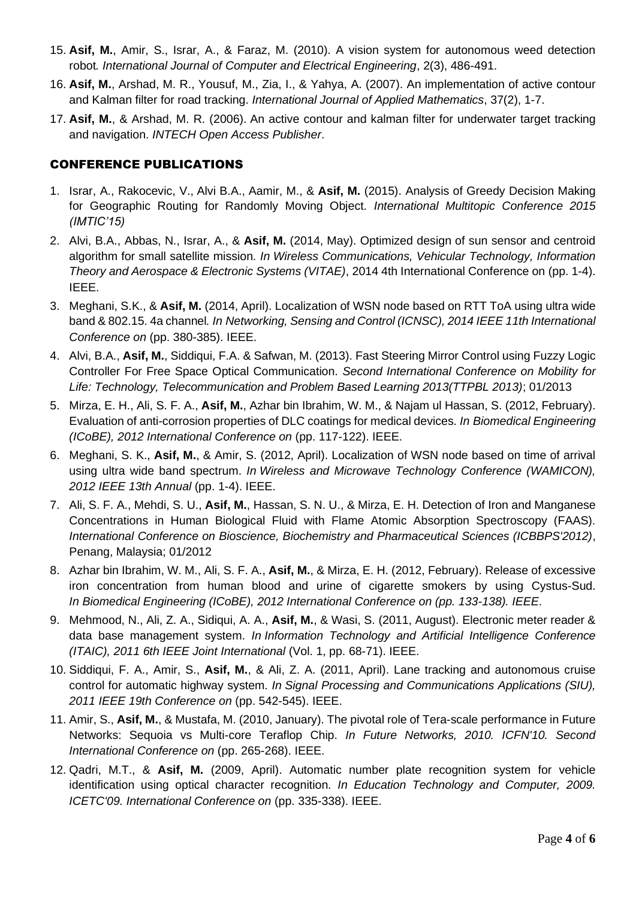15. **Asif, M.**, Amir, S., Israr, A., & Faraz, M. (2010). A vision system for autonomous weed detection robot*.* *International Journal of Computer and Electrical Engineering*, 2(3), 486-491.
16. **Asif, M.**, Arshad, M. R., Yousuf, M., Zia, I., & Yahya, A. (2007). An implementation of active contour and Kalman filter for road tracking. *International Journal of Applied Mathematics*, 37(2), 1-7.
17. **Asif, M.**, & Arshad, M. R. (2006). An active contour and kalman filter for underwater target tracking and navigation. *INTECH Open Access Publisher*.

## CONFERENCE PUBLICATIONS

1. Israr, A., Rakocevic, V., Alvi B.A., Aamir, M., & **Asif, M.** (2015). Analysis of Greedy Decision Making for Geographic Routing for Randomly Moving Object. *International Multitopic Conference 2015 (IMTIC'15)*
2. Alvi, B.A., Abbas, N., Israr, A., & **Asif, M.** (2014, May). Optimized design of sun sensor and centroid algorithm for small satellite mission*. In Wireless Communications, Vehicular Technology, Information Theory and Aerospace & Electronic Systems (VITAE)*, 2014 4th International Conference on (pp. 1-4). IEEE.
3. Meghani, S.K., & **Asif, M.** (2014, April). Localization of WSN node based on RTT ToA using ultra wide band & 802.15. 4a channel*. In Networking, Sensing and Control (ICNSC), 2014 IEEE 11th International Conference on* (pp. 380-385). IEEE.
4. Alvi, B.A., **Asif, M.**, Siddiqui, F.A. & Safwan, M. (2013). Fast Steering Mirror Control using Fuzzy Logic Controller For Free Space Optical Communication. *Second International Conference on Mobility for Life: Technology, Telecommunication and Problem Based Learning 2013(TTPBL 2013)*; 01/2013
5. Mirza, E. H., Ali, S. F. A., **Asif, M.**, Azhar bin Ibrahim, W. M., & Najam ul Hassan, S. (2012, February). Evaluation of anti-corrosion properties of DLC coatings for medical devices. *In Biomedical Engineering (ICoBE), 2012 International Conference on* (pp. 117-122). IEEE.
6. Meghani, S. K., **Asif, M.**, & Amir, S. (2012, April). Localization of WSN node based on time of arrival using ultra wide band spectrum. *In Wireless and Microwave Technology Conference (WAMICON), 2012 IEEE 13th Annual* (pp. 1-4). IEEE.
7. Ali, S. F. A., Mehdi, S. U., **Asif, M.**, Hassan, S. N. U., & Mirza, E. H. Detection of Iron and Manganese Concentrations in Human Biological Fluid with Flame Atomic Absorption Spectroscopy (FAAS). *International Conference on Bioscience, Biochemistry and Pharmaceutical Sciences (ICBBPS'2012)*, Penang, Malaysia; 01/2012
8. Azhar bin Ibrahim, W. M., Ali, S. F. A., **Asif, M.**, & Mirza, E. H. (2012, February). Release of excessive iron concentration from human blood and urine of cigarette smokers by using Cystus-Sud. *In Biomedical Engineering (ICoBE), 2012 International Conference on (pp. 133-138). IEEE*.
9. Mehmood, N., Ali, Z. A., Sidiqui, A. A., **Asif, M.**, & Wasi, S. (2011, August). Electronic meter reader & data base management system. *In Information Technology and Artificial Intelligence Conference (ITAIC), 2011 6th IEEE Joint International* (Vol. 1, pp. 68-71). IEEE.
10. Siddiqui, F. A., Amir, S., **Asif, M.**, & Ali, Z. A. (2011, April). Lane tracking and autonomous cruise control for automatic highway system. *In Signal Processing and Communications Applications (SIU), 2011 IEEE 19th Conference on* (pp. 542-545). IEEE.
11. Amir, S., **Asif, M.**, & Mustafa, M. (2010, January). The pivotal role of Tera-scale performance in Future Networks: Sequoia vs Multi-core Teraflop Chip. *In Future Networks, 2010. ICFN'10. Second International Conference on* (pp. 265-268). IEEE.
12. Qadri, M.T., & **Asif, M.** (2009, April). Automatic number plate recognition system for vehicle identification using optical character recognition*. In Education Technology and Computer, 2009. ICETC'09. International Conference on* (pp. 335-338). IEEE.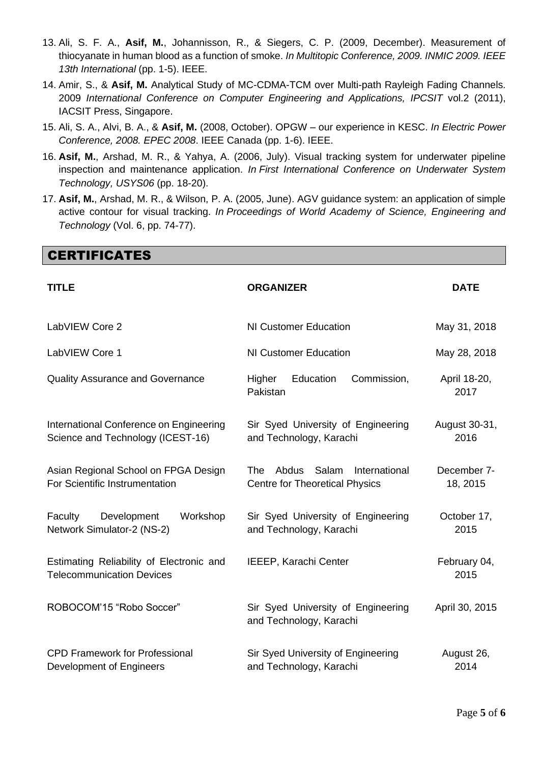13. Ali, S. F. A., **Asif, M.**, Johannisson, R., & Siegers, C. P. (2009, December). Measurement of thiocyanate in human blood as a function of smoke. *In Multitopic Conference, 2009. INMIC 2009. IEEE 13th International* (pp. 1-5). IEEE.
14. Amir, S., & **Asif, M.** Analytical Study of MC-CDMA-TCM over Multi-path Rayleigh Fading Channels. 2009 *International Conference on Computer Engineering and Applications, IPCSIT* vol.2 (2011), IACSIT Press, Singapore.
15. Ali, S. A., Alvi, B. A., & **Asif, M.** (2008, October). OPGW – our experience in KESC. *In Electric Power Conference, 2008. EPEC 2008*. IEEE Canada (pp. 1-6). IEEE.
16. **Asif, M.**, Arshad, M. R., & Yahya, A. (2006, July). Visual tracking system for underwater pipeline inspection and maintenance application. *In First International Conference on Underwater System Technology, USYS06* (pp. 18-20).
17. **Asif, M.**, Arshad, M. R., & Wilson, P. A. (2005, June). AGV guidance system: an application of simple active contour for visual tracking. *In Proceedings of World Academy of Science, Engineering and Technology* (Vol. 6, pp. 74-77).

## CERTIFICATES

| TITLE | ORGANIZER | DATE |
|---|---|---|
| LabVIEW Core 2 | NI Customer Education | May 31, 2018 |
| LabVIEW Core 1 | NI Customer Education | May 28, 2018 |
| Quality Assurance and Governance | Higher Education Commission, Pakistan | April 18-20, 2017 |
| International Conference on Engineering Science and Technology (ICEST-16) | Sir Syed University of Engineering and Technology, Karachi | August 30-31, 2016 |
| Asian Regional School on FPGA Design For Scientific Instrumentation | The Abdus Salam International Centre for Theoretical Physics | December 7-18, 2015 |
| Faculty Development Workshop Network Simulator-2 (NS-2) | Sir Syed University of Engineering and Technology, Karachi | October 17, 2015 |
| Estimating Reliability of Electronic and Telecommunication Devices | IEEEP, Karachi Center | February 04, 2015 |
| ROBOCOM'15 "Robo Soccer" | Sir Syed University of Engineering and Technology, Karachi | April 30, 2015 |
| CPD Framework for Professional Development of Engineers | Sir Syed University of Engineering and Technology, Karachi | August 26, 2014 |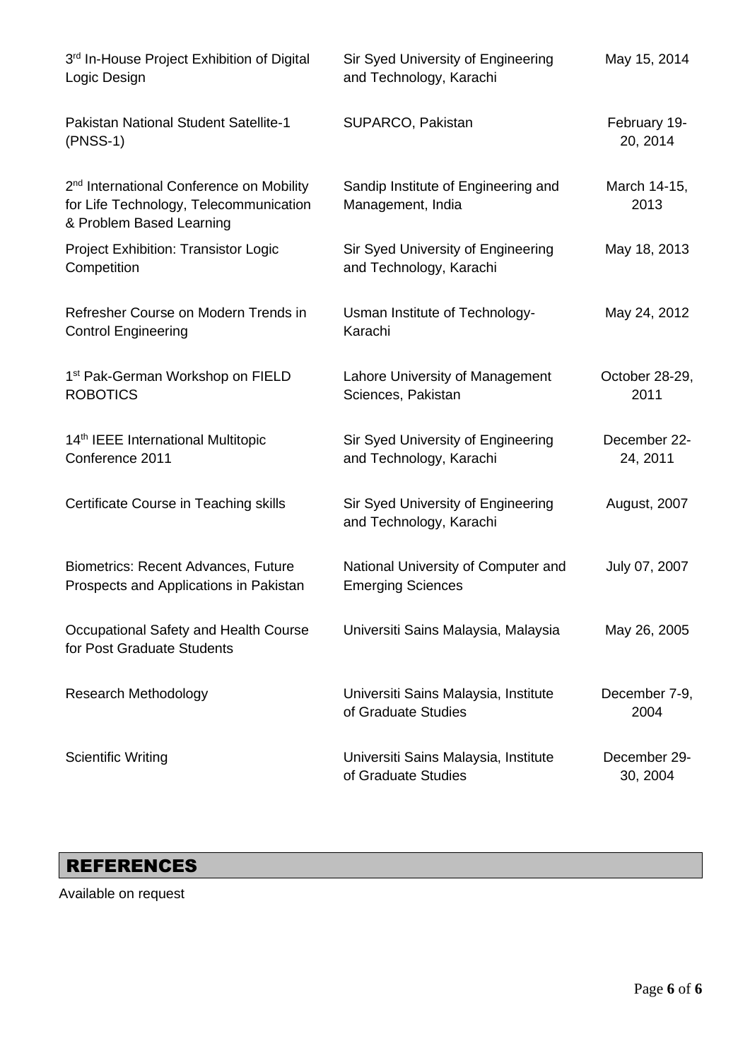| | | |
|---|---|---|
| 3rd In-House Project Exhibition of Digital Logic Design | Sir Syed University of Engineering and Technology, Karachi | May 15, 2014 |
| Pakistan National Student Satellite-1 (PNSS-1) | SUPARCO, Pakistan | February 19-20, 2014 |
| 2nd International Conference on Mobility for Life Technology, Telecommunication & Problem Based Learning | Sandip Institute of Engineering and Management, India | March 14-15, 2013 |
| Project Exhibition: Transistor Logic Competition | Sir Syed University of Engineering and Technology, Karachi | May 18, 2013 |
| Refresher Course on Modern Trends in Control Engineering | Usman Institute of Technology-Karachi | May 24, 2012 |
| 1st Pak-German Workshop on FIELD ROBOTICS | Lahore University of Management Sciences, Pakistan | October 28-29, 2011 |
| 14th IEEE International Multitopic Conference 2011 | Sir Syed University of Engineering and Technology, Karachi | December 22-24, 2011 |
| Certificate Course in Teaching skills | Sir Syed University of Engineering and Technology, Karachi | August, 2007 |
| Biometrics: Recent Advances, Future Prospects and Applications in Pakistan | National University of Computer and Emerging Sciences | July 07, 2007 |
| Occupational Safety and Health Course for Post Graduate Students | Universiti Sains Malaysia, Malaysia | May 26, 2005 |
| Research Methodology | Universiti Sains Malaysia, Institute of Graduate Studies | December 7-9, 2004 |
| Scientific Writing | Universiti Sains Malaysia, Institute of Graduate Studies | December 29-30, 2004 |

## REFERENCES

Available on request